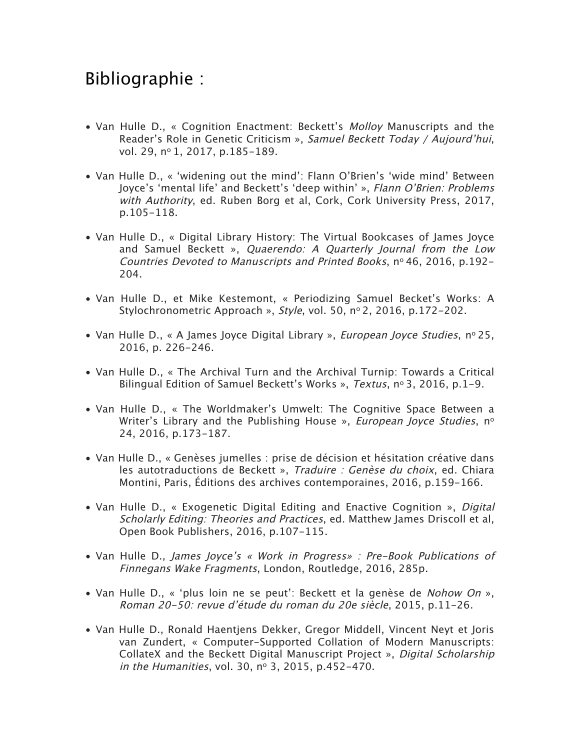## Bibliographie :

- Van Hulle D., « Cognition Enactment: Beckett's *Molloy* Manuscripts and the Reader's Role in Genetic Criticism », *Samuel Beckett Today / Aujourd'hui*, vol. 29, nº 1, 2017, p.185-189.
- Van Hulle D., « 'widening out the mind': Flann O'Brien's 'wide mind' Between Joyce's 'mental life' and Beckett's 'deep within' », *Flann O'Brien: Problems with Authority*, ed. Ruben Borg et al, Cork, Cork University Press, 2017, p.105-118.
- Van Hulle D., « Digital Library History: The Virtual Bookcases of James Joyce and Samuel Beckett », *Quaerendo: A Quarterly Journal from the Low Countries Devoted to Manuscripts and Printed Books*, nº 46, 2016, p.192-204.
- Van Hulle D., et Mike Kestemont, « Periodizing Samuel Becket's Works: A Stylochronometric Approach », *Style*, vol. 50, nº 2, 2016, p.172-202.
- Van Hulle D., « A James Joyce Digital Library », *European Joyce Studies*, nº 25, 2016, p. 226-246.
- Van Hulle D., « The Archival Turn and the Archival Turnip: Towards a Critical Bilingual Edition of Samuel Beckett's Works », *Textus*, nº 3, 2016, p.1-9.
- Van Hulle D., « The Worldmaker's Umwelt: The Cognitive Space Between a Writer's Library and the Publishing House », *European Joyce Studies*, nº 24, 2016, p.173-187.
- Van Hulle D., « Genèses jumelles : prise de décision et hésitation créative dans les autotraductions de Beckett », *Traduire : Genèse du choix*, ed. Chiara Montini, Paris, Éditions des archives contemporaines, 2016, p.159-166.
- Van Hulle D., « Exogenetic Digital Editing and Enactive Cognition », *Digital Scholarly Editing: Theories and Practices*, ed. Matthew James Driscoll et al, Open Book Publishers, 2016, p.107-115.
- Van Hulle D., *James Joyce's « Work in Progress» : Pre-Book Publications of Finnegans Wake Fragments*, London, Routledge, 2016, 285p.
- Van Hulle D., « 'plus loin ne se peut': Beckett et la genèse de *Nohow On* », *Roman 20-50: revue d'étude du roman du 20e siècle*, 2015, p.11-26.
- Van Hulle D., Ronald Haentjens Dekker, Gregor Middell, Vincent Neyt et Joris van Zundert, « Computer-Supported Collation of Modern Manuscripts: CollateX and the Beckett Digital Manuscript Project », *Digital Scholarship in the Humanities*, vol. 30, nº 3, 2015, p.452-470.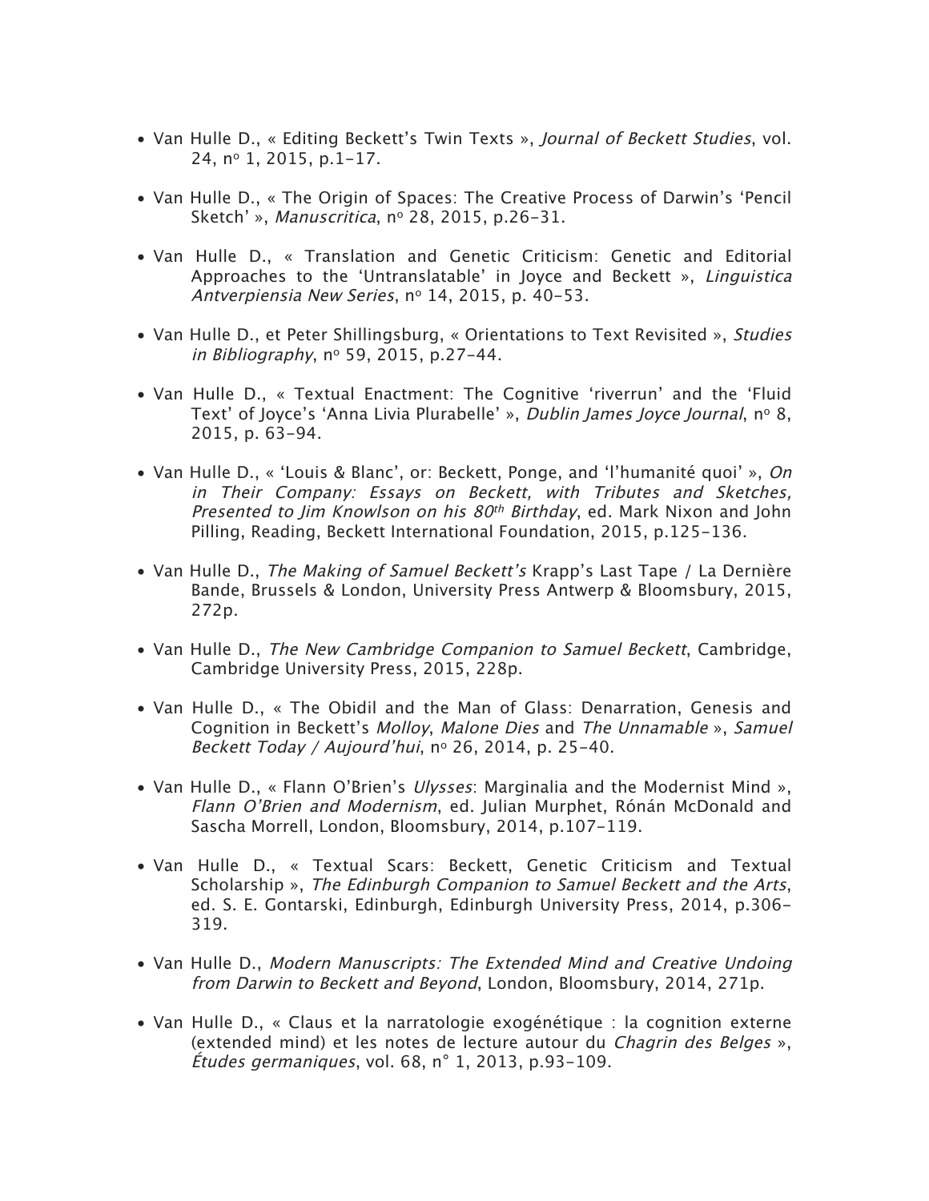- Van Hulle D., « Editing Beckett's Twin Texts », *Journal of Beckett Studies*, vol. 24, nº 1, 2015, p.1–17.
- Van Hulle D., « The Origin of Spaces: The Creative Process of Darwin's 'Pencil Sketch' », *Manuscritica*, nº 28, 2015, p.26–31.
- Van Hulle D., « Translation and Genetic Criticism: Genetic and Editorial Approaches to the 'Untranslatable' in Joyce and Beckett », *Linguistica Antverpiensia New Series*, nº 14, 2015, p. 40–53.
- Van Hulle D., et Peter Shillingsburg, « Orientations to Text Revisited », *Studies in Bibliography*, nº 59, 2015, p.27–44.
- Van Hulle D., « Textual Enactment: The Cognitive 'riverrun' and the 'Fluid Text' of Joyce's 'Anna Livia Plurabelle' », *Dublin James Joyce Journal*, nº 8, 2015, p. 63–94.
- Van Hulle D., « 'Louis & Blanc', or: Beckett, Ponge, and 'l'humanité quoi' », *On in Their Company: Essays on Beckett, with Tributes and Sketches, Presented to Jim Knowlson on his 80th Birthday*, ed. Mark Nixon and John Pilling, Reading, Beckett International Foundation, 2015, p.125–136.
- Van Hulle D., *The Making of Samuel Beckett's* Krapp's Last Tape / La Dernière Bande, Brussels & London, University Press Antwerp & Bloomsbury, 2015, 272p.
- Van Hulle D., *The New Cambridge Companion to Samuel Beckett*, Cambridge, Cambridge University Press, 2015, 228p.
- Van Hulle D., « The Obidil and the Man of Glass: Denarration, Genesis and Cognition in Beckett's *Molloy*, *Malone Dies* and *The Unnamable* », *Samuel Beckett Today / Aujourd'hui*, nº 26, 2014, p. 25–40.
- Van Hulle D., « Flann O'Brien's *Ulysses*: Marginalia and the Modernist Mind », *Flann O'Brien and Modernism*, ed. Julian Murphet, Rónán McDonald and Sascha Morrell, London, Bloomsbury, 2014, p.107–119.
- Van Hulle D., « Textual Scars: Beckett, Genetic Criticism and Textual Scholarship », *The Edinburgh Companion to Samuel Beckett and the Arts*, ed. S. E. Gontarski, Edinburgh, Edinburgh University Press, 2014, p.306–319.
- Van Hulle D., *Modern Manuscripts: The Extended Mind and Creative Undoing from Darwin to Beckett and Beyond*, London, Bloomsbury, 2014, 271p.
- Van Hulle D., « Claus et la narratologie exogénétique : la cognition externe (extended mind) et les notes de lecture autour du *Chagrin des Belges* », *Études germaniques*, vol. 68, n° 1, 2013, p.93–109.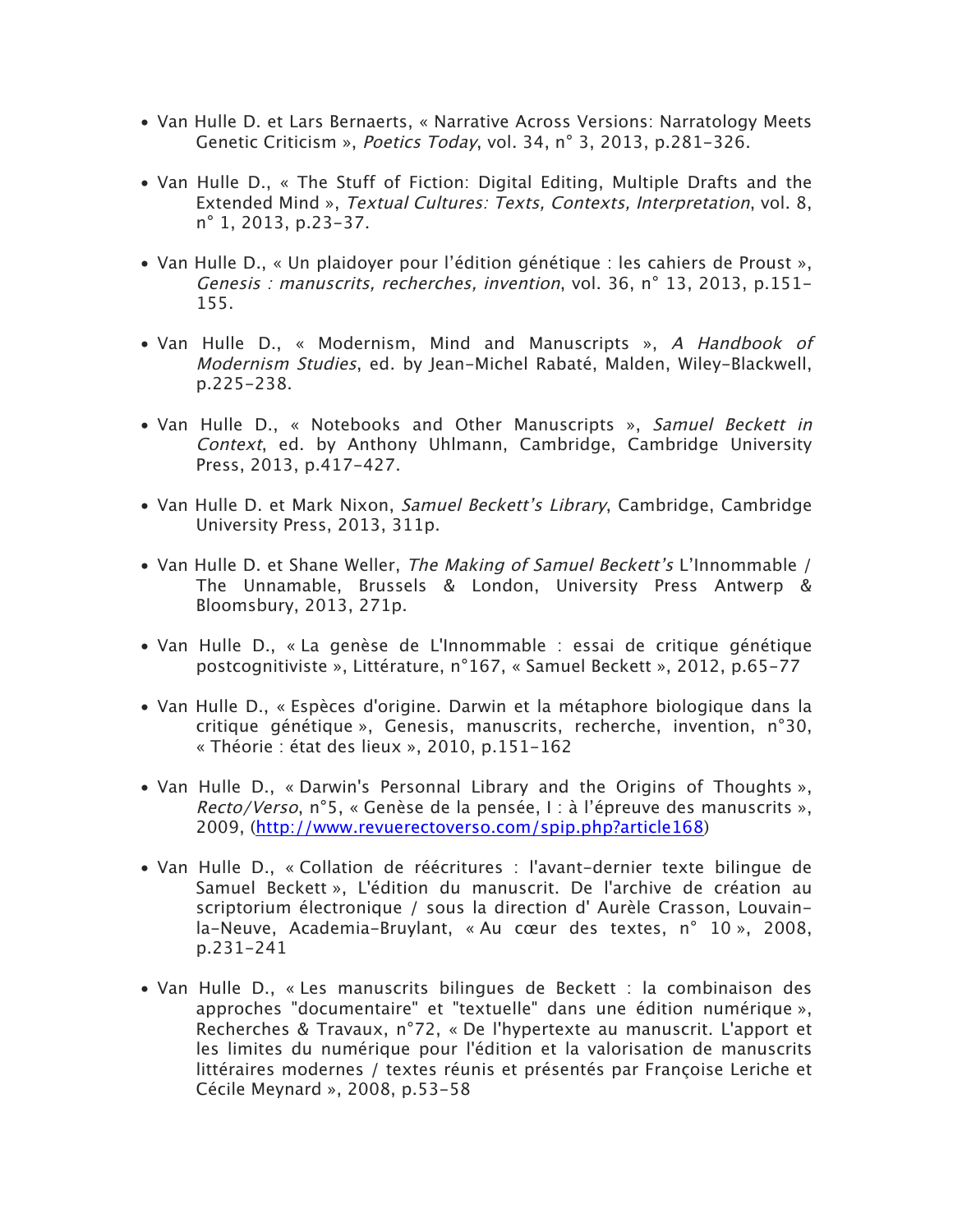- Van Hulle D. et Lars Bernaerts, « Narrative Across Versions: Narratology Meets Genetic Criticism », *Poetics Today*, vol. 34, n° 3, 2013, p.281-326.

- Van Hulle D., « The Stuff of Fiction: Digital Editing, Multiple Drafts and the Extended Mind », *Textual Cultures: Texts, Contexts, Interpretation*, vol. 8, n° 1, 2013, p.23-37.

- Van Hulle D., « Un plaidoyer pour l'édition génétique : les cahiers de Proust », *Genesis : manuscrits, recherches, invention*, vol. 36, n° 13, 2013, p.151-155.

- Van Hulle D., « Modernism, Mind and Manuscripts », *A Handbook of Modernism Studies*, ed. by Jean-Michel Rabaté, Malden, Wiley-Blackwell, p.225-238.

- Van Hulle D., « Notebooks and Other Manuscripts », *Samuel Beckett in Context*, ed. by Anthony Uhlmann, Cambridge, Cambridge University Press, 2013, p.417-427.

- Van Hulle D. et Mark Nixon, *Samuel Beckett's Library*, Cambridge, Cambridge University Press, 2013, 311p.

- Van Hulle D. et Shane Weller, *The Making of Samuel Beckett's* L'Innommable / The Unnamable, Brussels & London, University Press Antwerp & Bloomsbury, 2013, 271p.

- Van Hulle D., « La genèse de L'Innommable : essai de critique génétique postcognitiviste », Littérature, n°167, « Samuel Beckett », 2012, p.65-77

- Van Hulle D., « Espèces d'origine. Darwin et la métaphore biologique dans la critique génétique », Genesis, manuscrits, recherche, invention, n°30, « Théorie : état des lieux », 2010, p.151-162

- Van Hulle D., « Darwin's Personnal Library and the Origins of Thoughts », *Recto/Verso*, n°5, « Genèse de la pensée, I : à l'épreuve des manuscrits », 2009, (http://www.revuerectoverso.com/spip.php?article168)

- Van Hulle D., « Collation de réécritures : l'avant-dernier texte bilingue de Samuel Beckett », L'édition du manuscrit. De l'archive de création au scriptorium électronique / sous la direction d' Aurèle Crasson, Louvain-la-Neuve, Academia-Bruylant, « Au cœur des textes, n° 10 », 2008, p.231-241

- Van Hulle D., « Les manuscrits bilingues de Beckett : la combinaison des approches "documentaire" et "textuelle" dans une édition numérique », Recherches & Travaux, n°72, « De l'hypertexte au manuscrit. L'apport et les limites du numérique pour l'édition et la valorisation de manuscrits littéraires modernes / textes réunis et présentés par Françoise Leriche et Cécile Meynard », 2008, p.53-58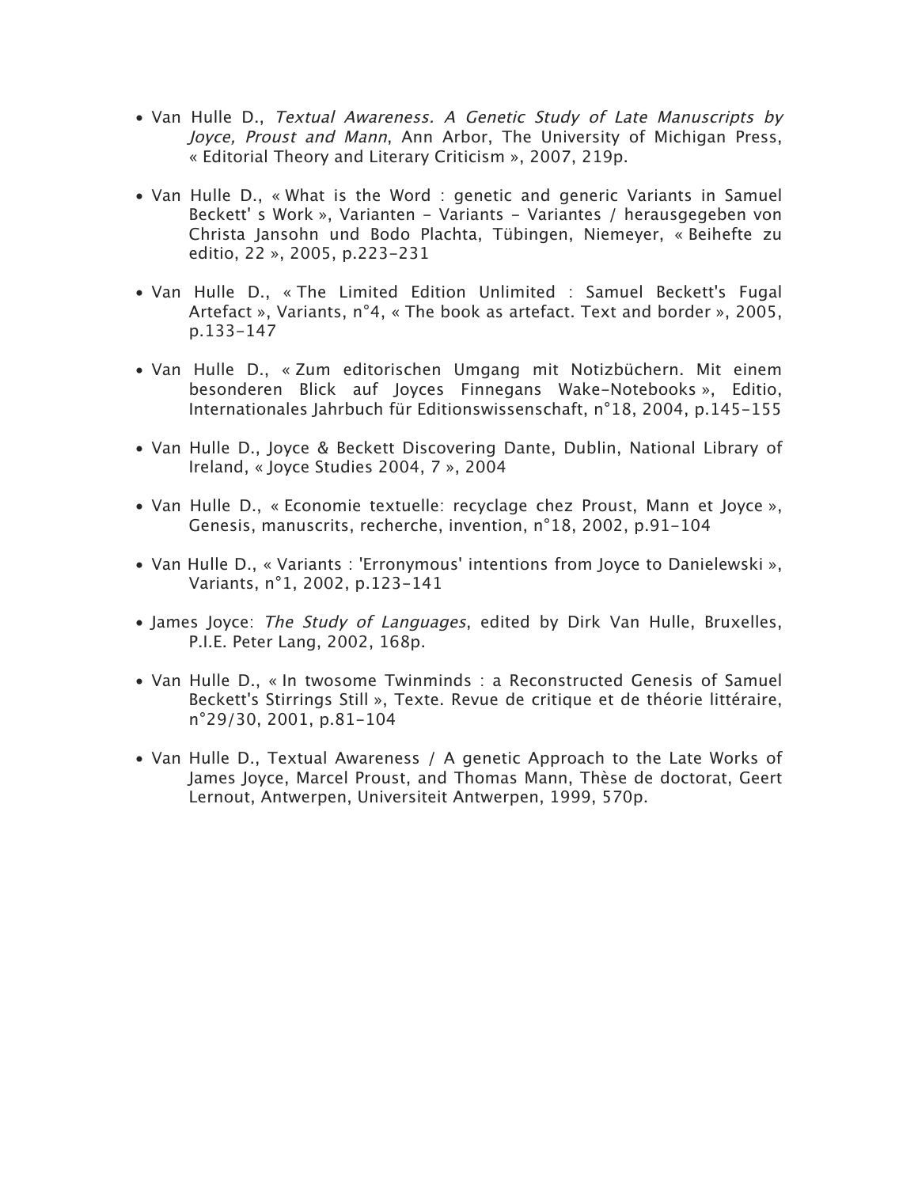- Van Hulle D., *Textual Awareness. A Genetic Study of Late Manuscripts by Joyce, Proust and Mann*, Ann Arbor, The University of Michigan Press, « Editorial Theory and Literary Criticism », 2007, 219p.

- Van Hulle D., « What is the Word : genetic and generic Variants in Samuel Beckett' s Work », Varianten - Variants - Variantes / herausgegeben von Christa Jansohn und Bodo Plachta, Tübingen, Niemeyer, « Beihefte zu editio, 22 », 2005, p.223-231

- Van Hulle D., « The Limited Edition Unlimited : Samuel Beckett's Fugal Artefact », Variants, n°4, « The book as artefact. Text and border », 2005, p.133-147

- Van Hulle D., « Zum editorischen Umgang mit Notizbüchern. Mit einem besonderen Blick auf Joyces Finnegans Wake-Notebooks », Editio, Internationales Jahrbuch für Editionswissenschaft, n°18, 2004, p.145-155

- Van Hulle D., Joyce & Beckett Discovering Dante, Dublin, National Library of Ireland, « Joyce Studies 2004, 7 », 2004

- Van Hulle D., « Economie textuelle: recyclage chez Proust, Mann et Joyce », Genesis, manuscrits, recherche, invention, n°18, 2002, p.91-104

- Van Hulle D., « Variants : 'Erronymous' intentions from Joyce to Danielewski », Variants, n°1, 2002, p.123-141

- James Joyce: *The Study of Languages*, edited by Dirk Van Hulle, Bruxelles, P.I.E. Peter Lang, 2002, 168p.

- Van Hulle D., « In twosome Twinminds : a Reconstructed Genesis of Samuel Beckett's Stirrings Still », Texte. Revue de critique et de théorie littéraire, n°29/30, 2001, p.81-104

- Van Hulle D., Textual Awareness / A genetic Approach to the Late Works of James Joyce, Marcel Proust, and Thomas Mann, Thèse de doctorat, Geert Lernout, Antwerpen, Universiteit Antwerpen, 1999, 570p.